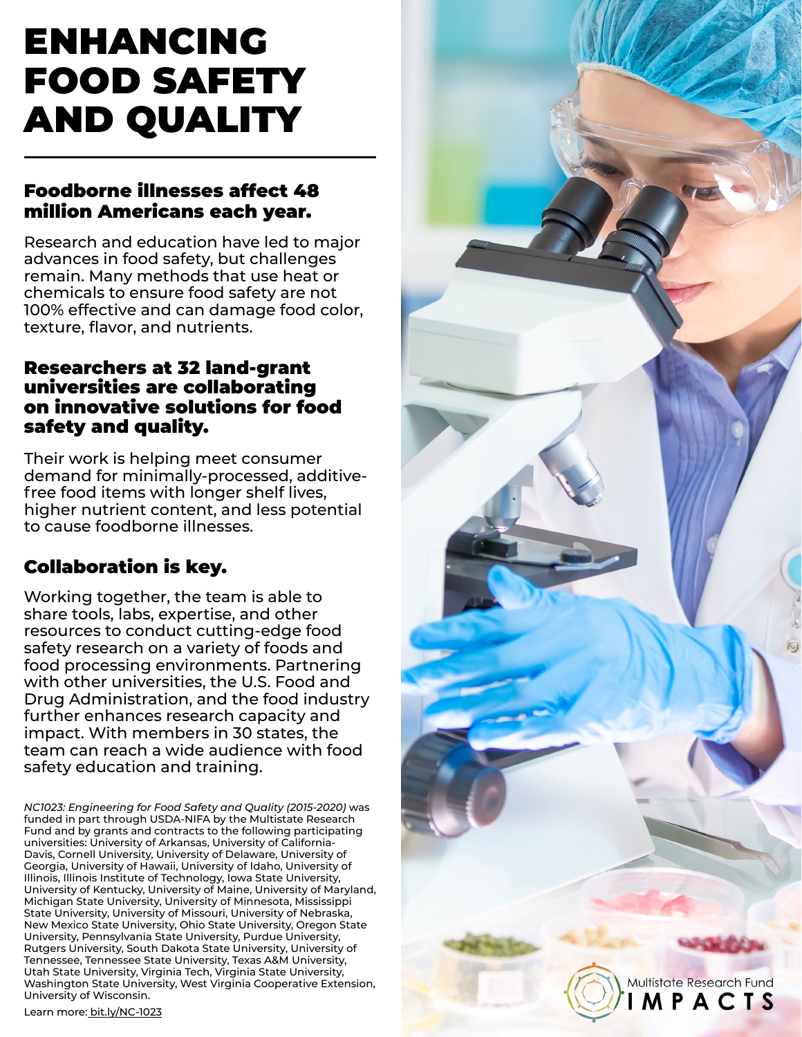# ENHANCING FOOD SAFETY AND QUALITY

### Foodborne illnesses affect 48 million Americans each year.

Research and education have led to major advances in food safety, but challenges remain. Many methods that use heat or chemicals to ensure food safety are not 100% effective and can damage food color, texture, flavor, and nutrients.

### Researchers at 32 land-grant universities are collaborating on innovative solutions for food safety and quality.

Their work is helping meet consumer demand for minimally-processed, additive-free food items with longer shelf lives, higher nutrient content, and less potential to cause foodborne illnesses.

### Collaboration is key.

Working together, the team is able to share tools, labs, expertise, and other resources to conduct cutting-edge food safety research on a variety of foods and food processing environments. Partnering with other universities, the U.S. Food and Drug Administration, and the food industry further enhances research capacity and impact. With members in 30 states, the team can reach a wide audience with food safety education and training.

*NC1023: Engineering for Food Safety and Quality (2015-2020)* was funded in part through USDA-NIFA by the Multistate Research Fund and by grants and contracts to the following participating universities: University of Arkansas, University of California-Davis, Cornell University, University of Delaware, University of Georgia, University of Hawaii, University of Idaho, University of Illinois, Illinois Institute of Technology, Iowa State University, University of Kentucky, University of Maine, University of Maryland, Michigan State University, University of Minnesota, Mississippi State University, University of Missouri, University of Nebraska, New Mexico State University, Ohio State University, Oregon State University, Pennsylvania State University, Purdue University, Rutgers University, South Dakota State University, University of Tennessee, Tennessee State University, Texas A&M University, Utah State University, Virginia Tech, Virginia State University, Washington State University, West Virginia Cooperative Extension, University of Wisconsin.

Learn more: bit.ly/NC-1023

Multistate Research Fund IMPACTS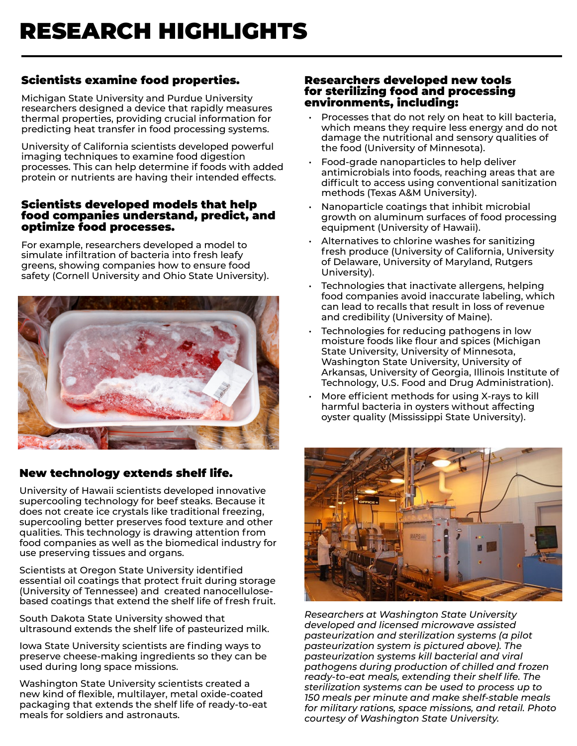# RESEARCH HIGHLIGHTS

### Scientists examine food properties.

Michigan State University and Purdue University researchers designed a device that rapidly measures thermal properties, providing crucial information for predicting heat transfer in food processing systems.

University of California scientists developed powerful imaging techniques to examine food digestion processes. This can help determine if foods with added protein or nutrients are having their intended effects.

### Scientists developed models that help food companies understand, predict, and optimize food processes.

For example, researchers developed a model to simulate infiltration of bacteria into fresh leafy greens, showing companies how to ensure food safety (Cornell University and Ohio State University).

### New technology extends shelf life.

University of Hawaii scientists developed innovative supercooling technology for beef steaks. Because it does not create ice crystals like traditional freezing, supercooling better preserves food texture and other qualities. This technology is drawing attention from food companies as well as the biomedical industry for use preserving tissues and organs.

Scientists at Oregon State University identified essential oil coatings that protect fruit during storage (University of Tennessee) and created nanocellulose-based coatings that extend the shelf life of fresh fruit.

South Dakota State University showed that ultrasound extends the shelf life of pasteurized milk.

Iowa State University scientists are finding ways to preserve cheese-making ingredients so they can be used during long space missions.

Washington State University scientists created a new kind of flexible, multilayer, metal oxide-coated packaging that extends the shelf life of ready-to-eat meals for soldiers and astronauts.

### Researchers developed new tools for sterilizing food and processing environments, including:

- Processes that do not rely on heat to kill bacteria, which means they require less energy and do not damage the nutritional and sensory qualities of the food (University of Minnesota).
- Food-grade nanoparticles to help deliver antimicrobials into foods, reaching areas that are difficult to access using conventional sanitization methods (Texas A&M University).
- Nanoparticle coatings that inhibit microbial growth on aluminum surfaces of food processing equipment (University of Hawaii).
- Alternatives to chlorine washes for sanitizing fresh produce (University of California, University of Delaware, University of Maryland, Rutgers University).
- Technologies that inactivate allergens, helping food companies avoid inaccurate labeling, which can lead to recalls that result in loss of revenue and credibility (University of Maine).
- Technologies for reducing pathogens in low moisture foods like flour and spices (Michigan State University, University of Minnesota, Washington State University, University of Arkansas, University of Georgia, Illinois Institute of Technology, U.S. Food and Drug Administration).
- More efficient methods for using X-rays to kill harmful bacteria in oysters without affecting oyster quality (Mississippi State University).

*Researchers at Washington State University developed and licensed microwave assisted pasteurization and sterilization systems (a pilot pasteurization system is pictured above). The pasteurization systems kill bacterial and viral pathogens during production of chilled and frozen ready-to-eat meals, extending their shelf life. The sterilization systems can be used to process up to 150 meals per minute and make shelf-stable meals for military rations, space missions, and retail. Photo courtesy of Washington State University.*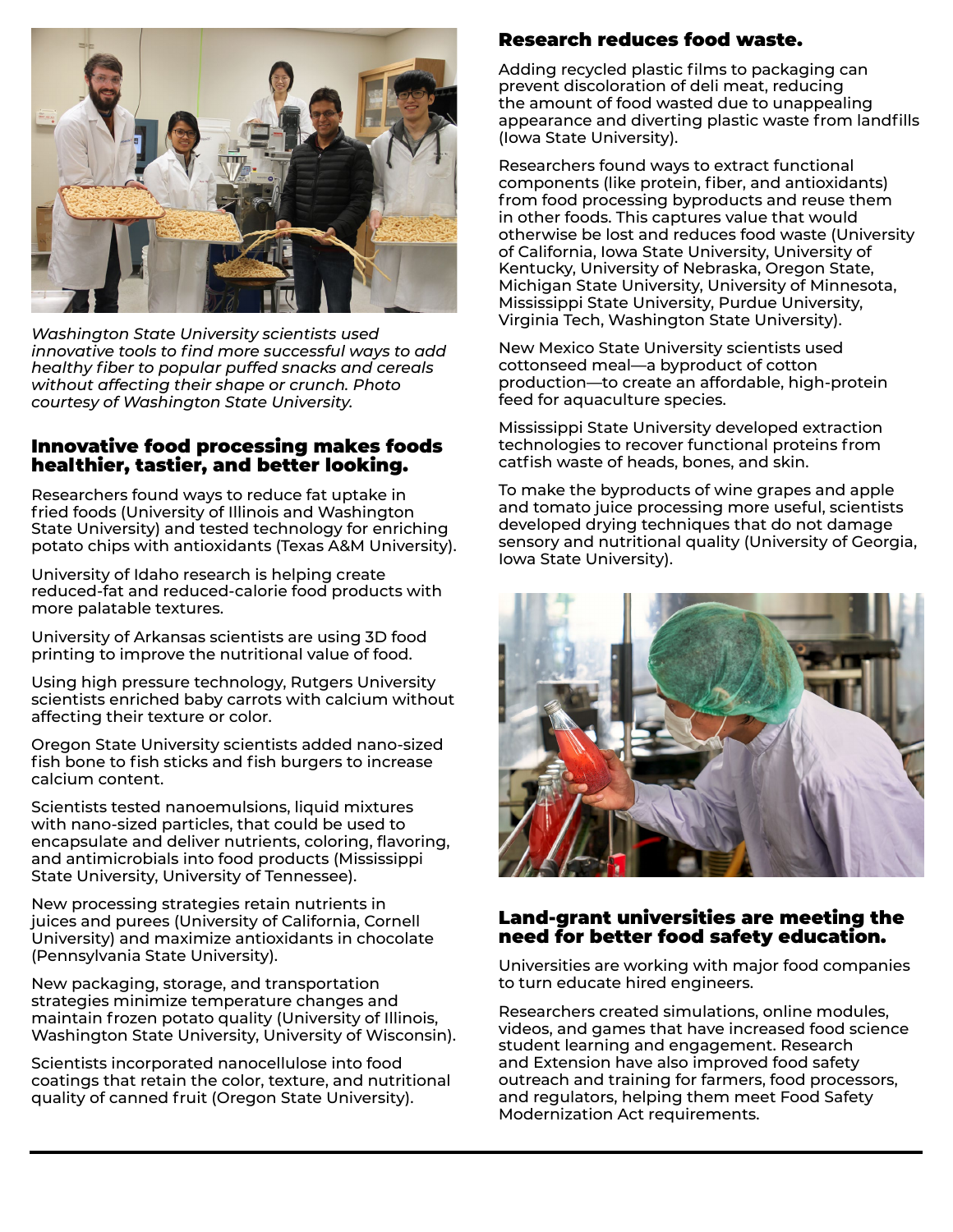*Washington State University scientists used innovative tools to find more successful ways to add healthy fiber to popular puffed snacks and cereals without affecting their shape or crunch. Photo courtesy of Washington State University.*

## Innovative food processing makes foods healthier, tastier, and better looking.

Researchers found ways to reduce fat uptake in fried foods (University of Illinois and Washington State University) and tested technology for enriching potato chips with antioxidants (Texas A&M University).

University of Idaho research is helping create reduced-fat and reduced-calorie food products with more palatable textures.

University of Arkansas scientists are using 3D food printing to improve the nutritional value of food.

Using high pressure technology, Rutgers University scientists enriched baby carrots with calcium without affecting their texture or color.

Oregon State University scientists added nano-sized fish bone to fish sticks and fish burgers to increase calcium content.

Scientists tested nanoemulsions, liquid mixtures with nano-sized particles, that could be used to encapsulate and deliver nutrients, coloring, flavoring, and antimicrobials into food products (Mississippi State University, University of Tennessee).

New processing strategies retain nutrients in juices and purees (University of California, Cornell University) and maximize antioxidants in chocolate (Pennsylvania State University).

New packaging, storage, and transportation strategies minimize temperature changes and maintain frozen potato quality (University of Illinois, Washington State University, University of Wisconsin).

Scientists incorporated nanocellulose into food coatings that retain the color, texture, and nutritional quality of canned fruit (Oregon State University).

## Research reduces food waste.

Adding recycled plastic films to packaging can prevent discoloration of deli meat, reducing the amount of food wasted due to unappealing appearance and diverting plastic waste from landfills (Iowa State University).

Researchers found ways to extract functional components (like protein, fiber, and antioxidants) from food processing byproducts and reuse them in other foods. This captures value that would otherwise be lost and reduces food waste (University of California, Iowa State University, University of Kentucky, University of Nebraska, Oregon State, Michigan State University, University of Minnesota, Mississippi State University, Purdue University, Virginia Tech, Washington State University).

New Mexico State University scientists used cottonseed meal—a byproduct of cotton production—to create an affordable, high-protein feed for aquaculture species.

Mississippi State University developed extraction technologies to recover functional proteins from catfish waste of heads, bones, and skin.

To make the byproducts of wine grapes and apple and tomato juice processing more useful, scientists developed drying techniques that do not damage sensory and nutritional quality (University of Georgia, Iowa State University).

## Land-grant universities are meeting the need for better food safety education.

Universities are working with major food companies to turn educate hired engineers.

Researchers created simulations, online modules, videos, and games that have increased food science student learning and engagement. Research and Extension have also improved food safety outreach and training for farmers, food processors, and regulators, helping them meet Food Safety Modernization Act requirements.